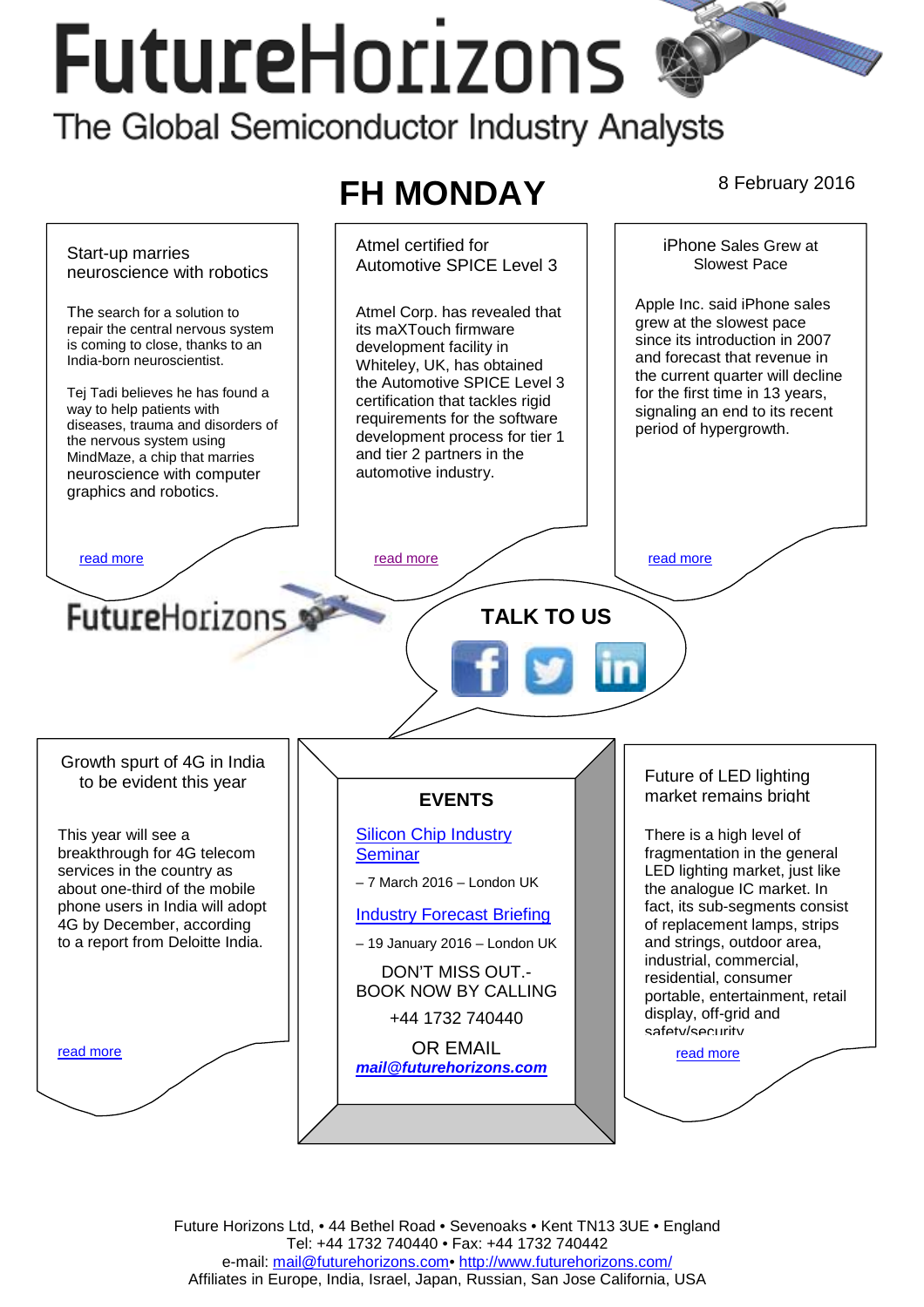# FutureHorizons

The Global Semiconductor Industry Analysts

## FH MONDAY

8 February 2016

### Start-up marries neuroscience with robotics

The search for a solution to repair the central nervous system is coming to close, thanks to an India-born neuroscientist.

Tej Tadi believes he has found a way to help patients with diseases, trauma and disorders of the nervous system using MindMaze, a chip that marries neuroscience with computer graphics and robotics.

read more

### Atmel certified for Automotive SPICE Level 3

Atmel Corp. has revealed that its maXTouch firmware development facility in Whiteley, UK, has obtained the Automotive SPICE Level 3 certification that tackles rigid requirements for the software development process for tier 1 and tier 2 partners in the automotive industry.

read more

### iPhone Sales Grew at Slowest Pace

Apple Inc. said iPhone sales grew at the slowest pace since its introduction in 2007 and forecast that revenue in the current quarter will decline for the first time in 13 years, signaling an end to its recent period of hypergrowth.

read more

FutureHorizons

**TALK TO US**

### Growth spurt of 4G in India to be evident this year

This year will see a breakthrough for 4G telecom services in the country as about one-third of the mobile phone users in India will adopt 4G by December, according to a report from Deloitte India.

read more

### EVENTS

Silicon Chip Industry Seminar

– 7 March 2016 – London UK

Industry Forecast Briefing

– 19 January 2016 – London UK

DON'T MISS OUT.-
BOOK NOW BY CALLING

+44 1732 740440

OR EMAIL

***mail@futurehorizons.com***

### Future of LED lighting market remains bright

There is a high level of fragmentation in the general LED lighting market, just like the analogue IC market. In fact, its sub-segments consist of replacement lamps, strips and strings, outdoor area, industrial, commercial, residential, consumer portable, entertainment, retail display, off-grid and safety/security

read more

Future Horizons Ltd, • 44 Bethel Road • Sevenoaks • Kent TN13 3UE • England
Tel: +44 1732 740440 • Fax: +44 1732 740442
e-mail: mail@futurehorizons.com• http://www.futurehorizons.com/
Affiliates in Europe, India, Israel, Japan, Russian, San Jose California, USA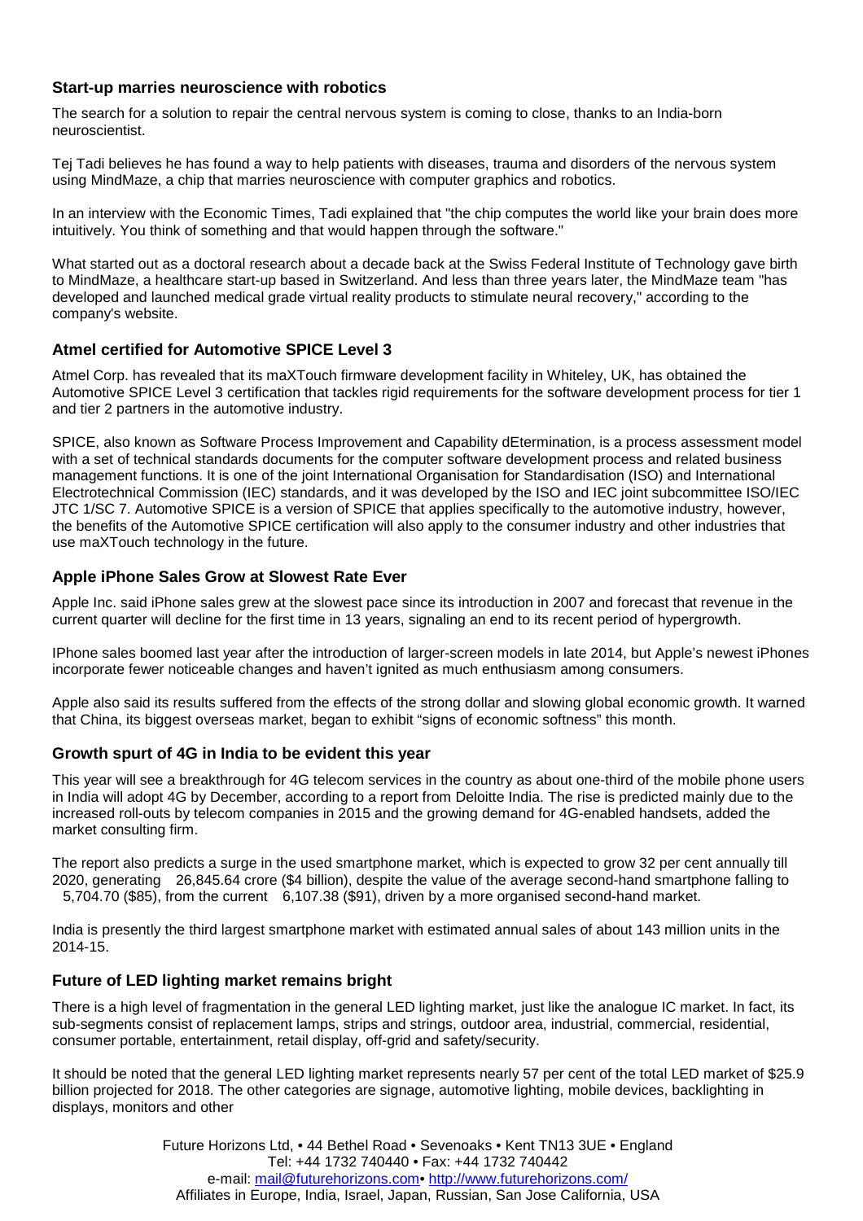### Start-up marries neuroscience with robotics

The search for a solution to repair the central nervous system is coming to close, thanks to an India-born neuroscientist.

Tej Tadi believes he has found a way to help patients with diseases, trauma and disorders of the nervous system using MindMaze, a chip that marries neuroscience with computer graphics and robotics.

In an interview with the Economic Times, Tadi explained that "the chip computes the world like your brain does more intuitively. You think of something and that would happen through the software."

What started out as a doctoral research about a decade back at the Swiss Federal Institute of Technology gave birth to MindMaze, a healthcare start-up based in Switzerland. And less than three years later, the MindMaze team "has developed and launched medical grade virtual reality products to stimulate neural recovery," according to the company's website.

### Atmel certified for Automotive SPICE Level 3

Atmel Corp. has revealed that its maXTouch firmware development facility in Whiteley, UK, has obtained the Automotive SPICE Level 3 certification that tackles rigid requirements for the software development process for tier 1 and tier 2 partners in the automotive industry.

SPICE, also known as Software Process Improvement and Capability dEtermination, is a process assessment model with a set of technical standards documents for the computer software development process and related business management functions. It is one of the joint International Organisation for Standardisation (ISO) and International Electrotechnical Commission (IEC) standards, and it was developed by the ISO and IEC joint subcommittee ISO/IEC JTC 1/SC 7. Automotive SPICE is a version of SPICE that applies specifically to the automotive industry, however, the benefits of the Automotive SPICE certification will also apply to the consumer industry and other industries that use maXTouch technology in the future.

### Apple iPhone Sales Grow at Slowest Rate Ever

Apple Inc. said iPhone sales grew at the slowest pace since its introduction in 2007 and forecast that revenue in the current quarter will decline for the first time in 13 years, signaling an end to its recent period of hypergrowth.

IPhone sales boomed last year after the introduction of larger-screen models in late 2014, but Apple's newest iPhones incorporate fewer noticeable changes and haven't ignited as much enthusiasm among consumers.

Apple also said its results suffered from the effects of the strong dollar and slowing global economic growth. It warned that China, its biggest overseas market, began to exhibit "signs of economic softness" this month.

### Growth spurt of 4G in India to be evident this year

This year will see a breakthrough for 4G telecom services in the country as about one-third of the mobile phone users in India will adopt 4G by December, according to a report from Deloitte India. The rise is predicted mainly due to the increased roll-outs by telecom companies in 2015 and the growing demand for 4G-enabled handsets, added the market consulting firm.

The report also predicts a surge in the used smartphone market, which is expected to grow 32 per cent annually till 2020, generating 26,845.64 crore ($4 billion), despite the value of the average second-hand smartphone falling to 5,704.70 ($85), from the current 6,107.38 ($91), driven by a more organised second-hand market.

India is presently the third largest smartphone market with estimated annual sales of about 143 million units in the 2014-15.

### Future of LED lighting market remains bright

There is a high level of fragmentation in the general LED lighting market, just like the analogue IC market. In fact, its sub-segments consist of replacement lamps, strips and strings, outdoor area, industrial, commercial, residential, consumer portable, entertainment, retail display, off-grid and safety/security.

It should be noted that the general LED lighting market represents nearly 57 per cent of the total LED market of $25.9 billion projected for 2018. The other categories are signage, automotive lighting, mobile devices, backlighting in displays, monitors and other

Future Horizons Ltd, • 44 Bethel Road • Sevenoaks • Kent TN13 3UE • England
Tel: +44 1732 740440 • Fax: +44 1732 740442
e-mail: mail@futurehorizons.com• http://www.futurehorizons.com/
Affiliates in Europe, India, Israel, Japan, Russian, San Jose California, USA